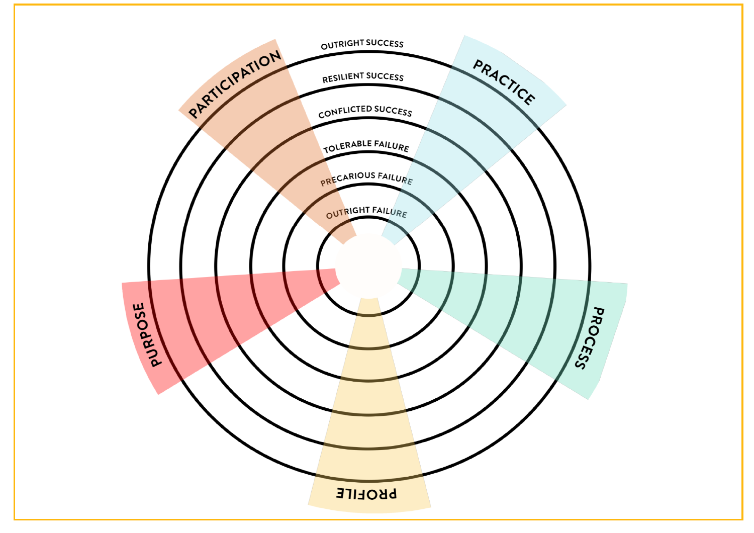OUTRIGHT SUCCESS

RESILIENT SUCCESS

CONFLICTED SUCCESS

TOLERABLE FAILURE

PRECARIOUS FAILURE

OUTRIGHT FAILURE

PARTICIPATION

PRACTICE

PURPOSE

PROCESS

PROFILE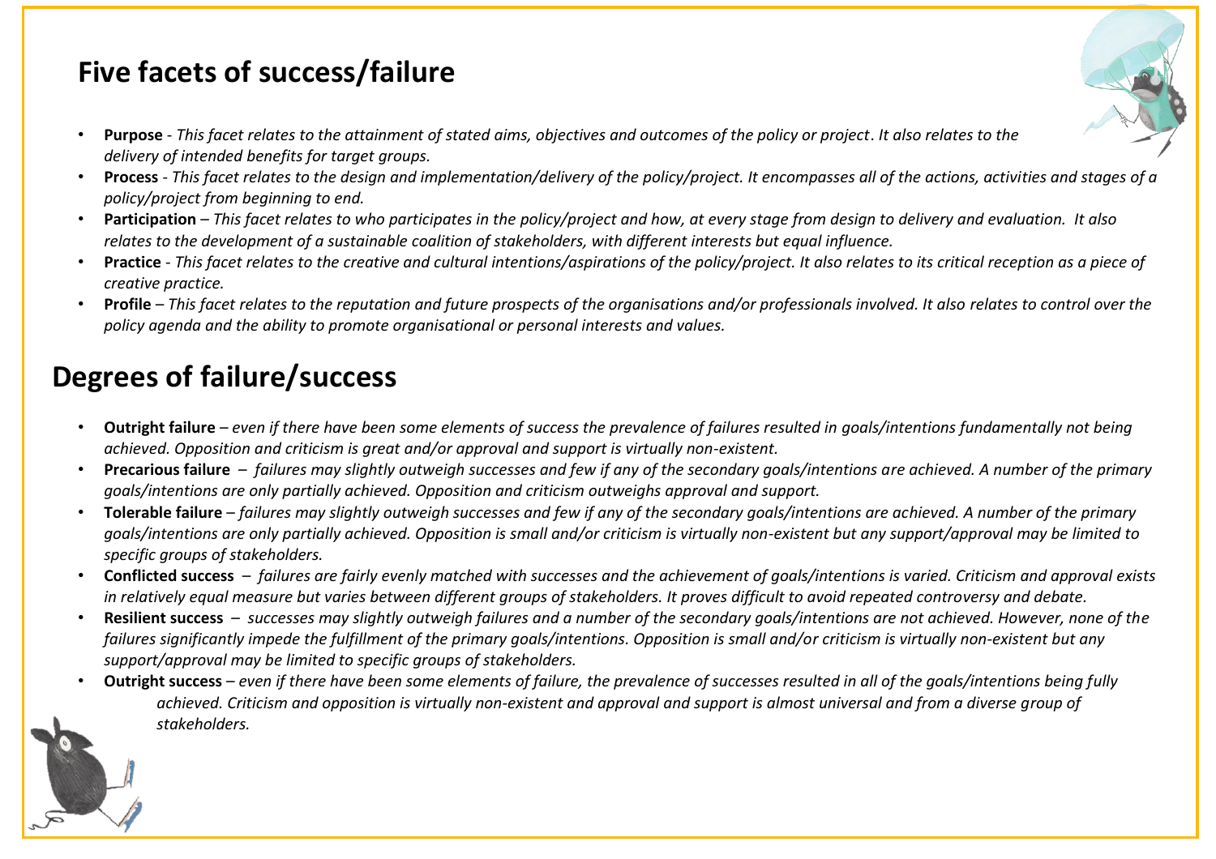## Five facets of success/failure

- **Purpose** - *This facet relates to the attainment of stated aims, objectives and outcomes of the policy or project. It also relates to the delivery of intended benefits for target groups.*
- **Process** - *This facet relates to the design and implementation/delivery of the policy/project. It encompasses all of the actions, activities and stages of a policy/project from beginning to end.*
- **Participation** – *This facet relates to who participates in the policy/project and how, at every stage from design to delivery and evaluation. It also relates to the development of a sustainable coalition of stakeholders, with different interests but equal influence.*
- **Practice** - *This facet relates to the creative and cultural intentions/aspirations of the policy/project. It also relates to its critical reception as a piece of creative practice.*
- **Profile** – *This facet relates to the reputation and future prospects of the organisations and/or professionals involved. It also relates to control over the policy agenda and the ability to promote organisational or personal interests and values.*

## Degrees of failure/success

- **Outright failure** – *even if there have been some elements of success the prevalence of failures resulted in goals/intentions fundamentally not being achieved. Opposition and criticism is great and/or approval and support is virtually non-existent.*
- **Precarious failure** – *failures may slightly outweigh successes and few if any of the secondary goals/intentions are achieved. A number of the primary goals/intentions are only partially achieved. Opposition and criticism outweighs approval and support.*
- **Tolerable failure** – *failures may slightly outweigh successes and few if any of the secondary goals/intentions are achieved. A number of the primary goals/intentions are only partially achieved. Opposition is small and/or criticism is virtually non-existent but any support/approval may be limited to specific groups of stakeholders.*
- **Conflicted success** – *failures are fairly evenly matched with successes and the achievement of goals/intentions is varied. Criticism and approval exists in relatively equal measure but varies between different groups of stakeholders. It proves difficult to avoid repeated controversy and debate.*
- **Resilient success** – *successes may slightly outweigh failures and a number of the secondary goals/intentions are not achieved. However, none of the failures significantly impede the fulfillment of the primary goals/intentions. Opposition is small and/or criticism is virtually non-existent but any support/approval may be limited to specific groups of stakeholders.*
- **Outright success** – *even if there have been some elements of failure, the prevalence of successes resulted in all of the goals/intentions being fully achieved. Criticism and opposition is virtually non-existent and approval and support is almost universal and from a diverse group of stakeholders.*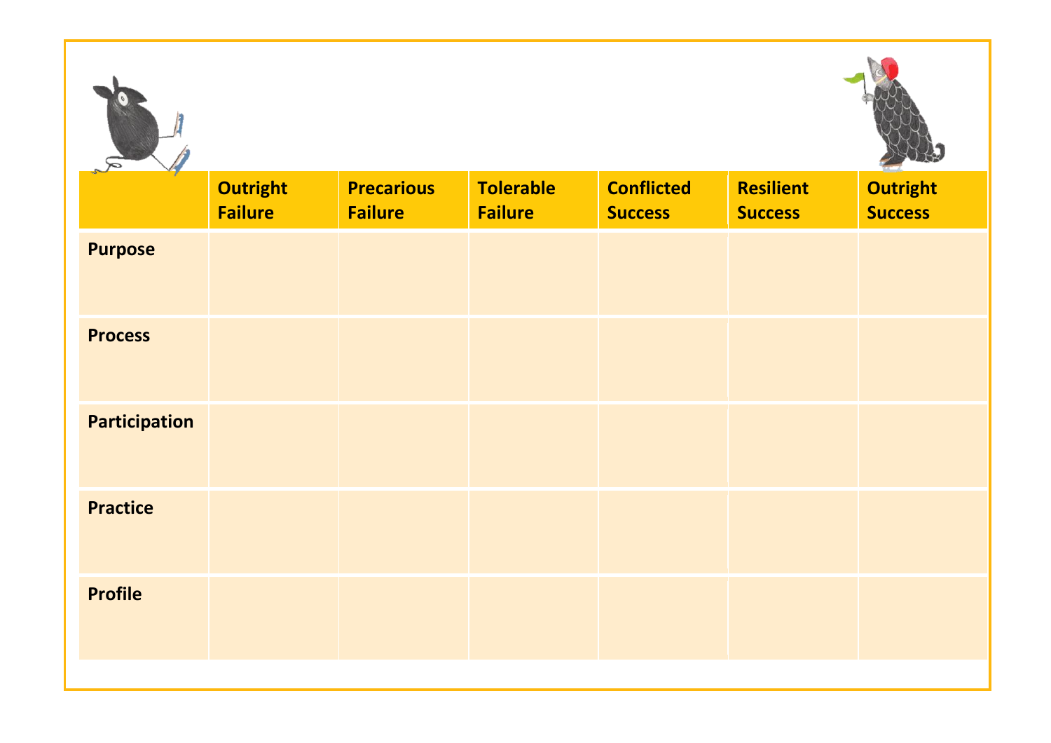| | Outright Failure | Precarious Failure | Tolerable Failure | Conflicted Success | Resilient Success | Outright Success |
|---|---|---|---|---|---|---|
| **Purpose** | | | | | | |
| **Process** | | | | | | |
| **Participation** | | | | | | |
| **Practice** | | | | | | |
| **Profile** | | | | | | |